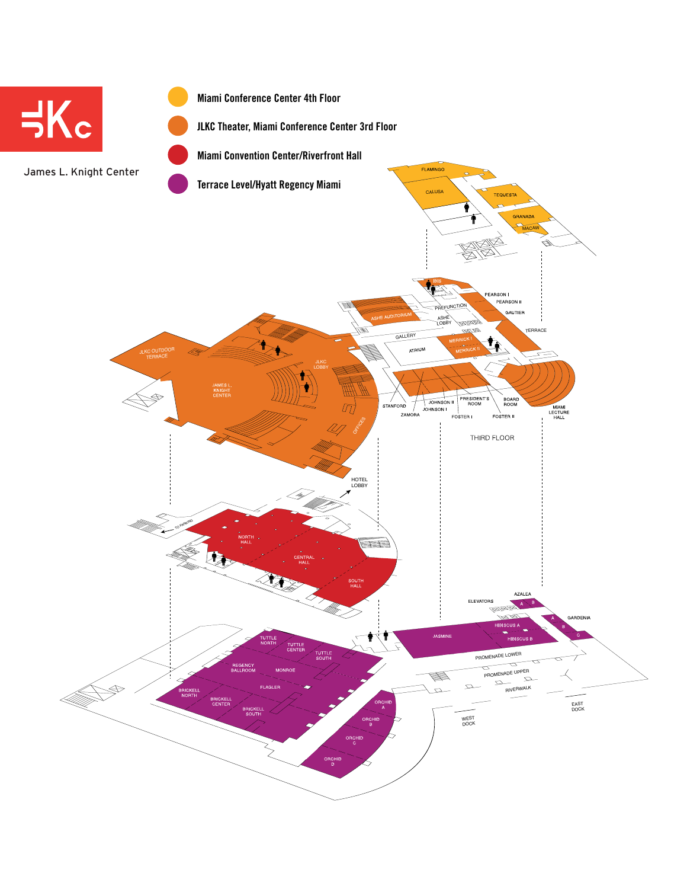James L. Knight Center

- Miami Conference Center 4th Floor
- JLKC Theater, Miami Conference Center 3rd Floor
- Miami Convention Center/Riverfront Hall
- Terrace Level/Hyatt Regency Miami

FLAMINGO
CALUSA
TEQUESTA
GRANADA
MACAW

IBIS
PEARSON I
PEARSON II
GAUTIER
TERRACE
PREFUNCTION
ASHE AUDITORIUM
ASHE LOBBY
GALLERY
MERRICK I
MERRICK II
ATRIUM
JLKC OUTDOOR TERRACE
JLKC LOBBY
JAMES L. KNIGHT CENTER
OFFICES
STANFORD
ZAMORA
JOHNSON I
JOHNSON II
PRESIDENT'S ROOM
BOARD ROOM
FOSTER I
FOSTER II
MIAMI LECTURE HALL

THIRD FLOOR

HOTEL LOBBY
TO PARKING
NORTH HALL
CENTRAL HALL
SOUTH HALL

AZALEA
A
B
ELEVATORS
GARDENIA
A
B
C
HIBISCUS A
HIBISCUS B
JASMINE
TUTTLE NORTH
TUTTLE CENTER
TUTTLE SOUTH
REGENCY BALLROOM
MONROE
FLAGLER
BRICKELL NORTH
BRICKELL CENTER
BRICKELL SOUTH
ORCHID A
ORCHID B
ORCHID C
ORCHID D
PROMENADE LOWER
PROMENADE UPPER
RIVERWALK
WEST DOCK
EAST DOCK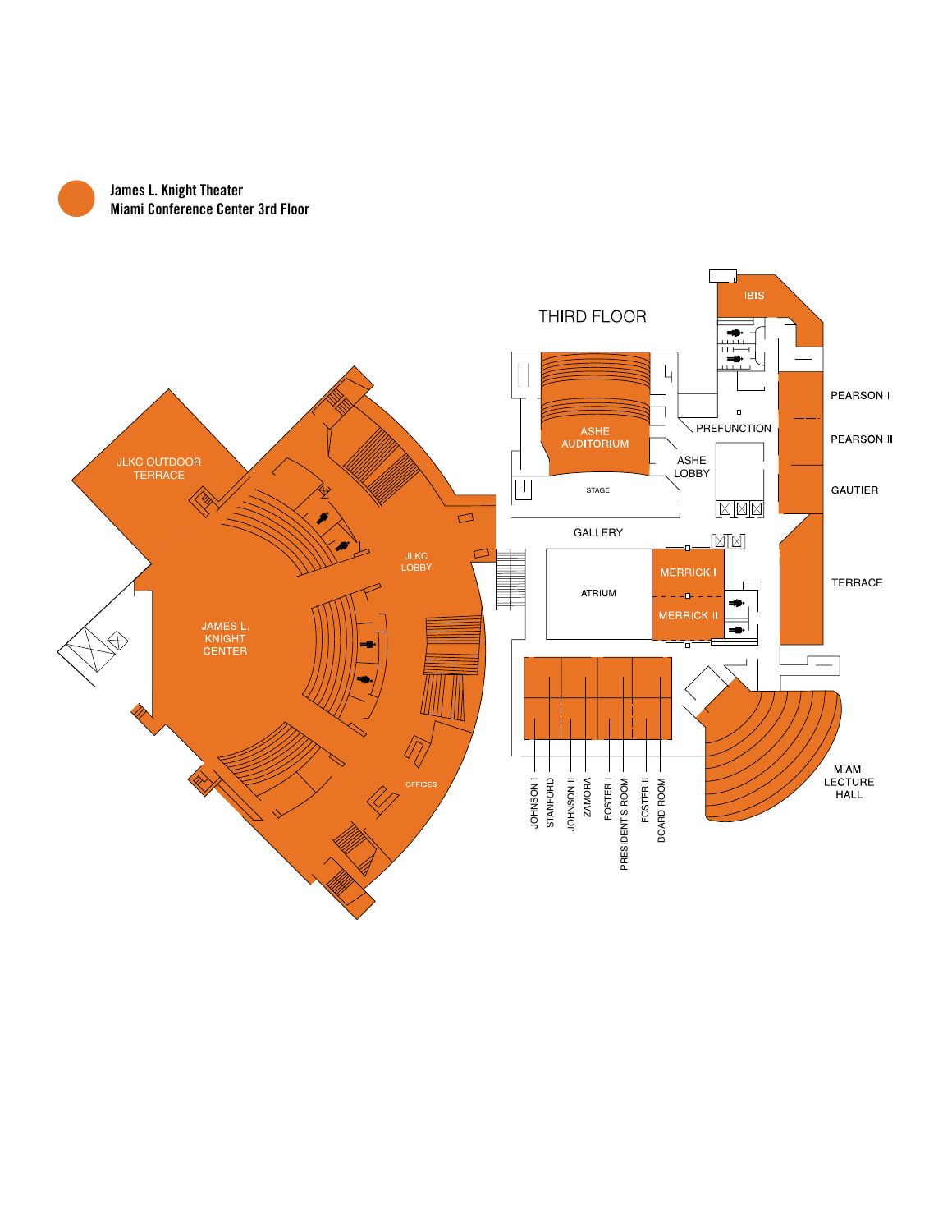**James L. Knight Theater**
**Miami Conference Center 3rd Floor**

THIRD FLOOR

JLKC OUTDOOR TERRACE

JLKC LOBBY

JAMES L. KNIGHT CENTER

OFFICES

ASHE AUDITORIUM

STAGE

ASHE LOBBY

PREFUNCTION

IBIS

PEARSON I

PEARSON II

GAUTIER

TERRACE

GALLERY

ATRIUM

MERRICK I

MERRICK II

JOHNSON I

STANFORD

JOHNSON II

ZAMORA

FOSTER I

PRESIDENT'S ROOM

FOSTER II

BOARD ROOM

MIAMI LECTURE HALL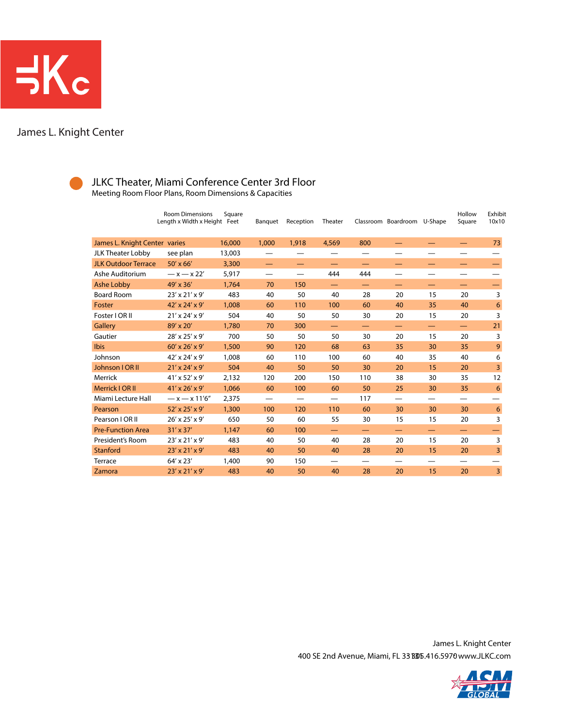James L. Knight Center

## JLKC Theater, Miami Conference Center 3rd Floor

Meeting Room Floor Plans, Room Dimensions & Capacities

| | Room Dimensions Length x Width x Height | Square Feet | Banquet | Reception | Theater | Classroom | Boardroom | U-Shape | Hollow Square | Exhibit 10x10 |
|---|---|---|---|---|---|---|---|---|---|---|
| James L. Knight Center | varies | 16,000 | 1,000 | 1,918 | 4,569 | 800 | — | — | — | 73 |
| JLK Theater Lobby | see plan | 13,003 | — | — | — | — | — | — | — | — |
| JLK Outdoor Terrace | 50′ x 66′ | 3,300 | — | — | — | — | — | — | — | — |
| Ashe Auditorium | — x — x 22′ | 5,917 | — | — | 444 | 444 | — | — | — | — |
| Ashe Lobby | 49′ x 36′ | 1,764 | 70 | 150 | — | — | — | — | — | — |
| Board Room | 23′ x 21′ x 9′ | 483 | 40 | 50 | 40 | 28 | 20 | 15 | 20 | 3 |
| Foster | 42′ x 24′ x 9′ | 1,008 | 60 | 110 | 100 | 60 | 40 | 35 | 40 | 6 |
| Foster I OR II | 21′ x 24′ x 9′ | 504 | 40 | 50 | 50 | 30 | 20 | 15 | 20 | 3 |
| Gallery | 89′ x 20′ | 1,780 | 70 | 300 | — | — | — | — | — | 21 |
| Gautier | 28′ x 25′ x 9′ | 700 | 50 | 50 | 50 | 30 | 20 | 15 | 20 | 3 |
| Ibis | 60′ x 26′ x 9′ | 1,500 | 90 | 120 | 68 | 63 | 35 | 30 | 35 | 9 |
| Johnson | 42′ x 24′ x 9′ | 1,008 | 60 | 110 | 100 | 60 | 40 | 35 | 40 | 6 |
| Johnson I OR II | 21′ x 24′ x 9′ | 504 | 40 | 50 | 50 | 30 | 20 | 15 | 20 | 3 |
| Merrick | 41′ x 52′ x 9′ | 2,132 | 120 | 200 | 150 | 110 | 38 | 30 | 35 | 12 |
| Merrick I OR II | 41′ x 26′ x 9′ | 1,066 | 60 | 100 | 60 | 50 | 25 | 30 | 35 | 6 |
| Miami Lecture Hall | — x — x 11′6″ | 2,375 | — | — | — | 117 | — | — | — | — |
| Pearson | 52′ x 25′ x 9′ | 1,300 | 100 | 120 | 110 | 60 | 30 | 30 | 30 | 6 |
| Pearson I OR II | 26′ x 25′ x 9′ | 650 | 50 | 60 | 55 | 30 | 15 | 15 | 20 | 3 |
| Pre-Function Area | 31′ x 37′ | 1,147 | 60 | 100 | — | — | — | — | — | — |
| President's Room | 23′ x 21′ x 9′ | 483 | 40 | 50 | 40 | 28 | 20 | 15 | 20 | 3 |
| Stanford | 23′ x 21′ x 9′ | 483 | 40 | 50 | 40 | 28 | 20 | 15 | 20 | 3 |
| Terrace | 64′ x 23′ | 1,400 | 90 | 150 | — | — | — | — | — | — |
| Zamora | 23′ x 21′ x 9′ | 483 | 40 | 50 | 40 | 28 | 20 | 15 | 20 | 3 |

James L. Knight Center

400 SE 2nd Avenue, Miami, FL 33131 305.416.5970 www.JLKC.com